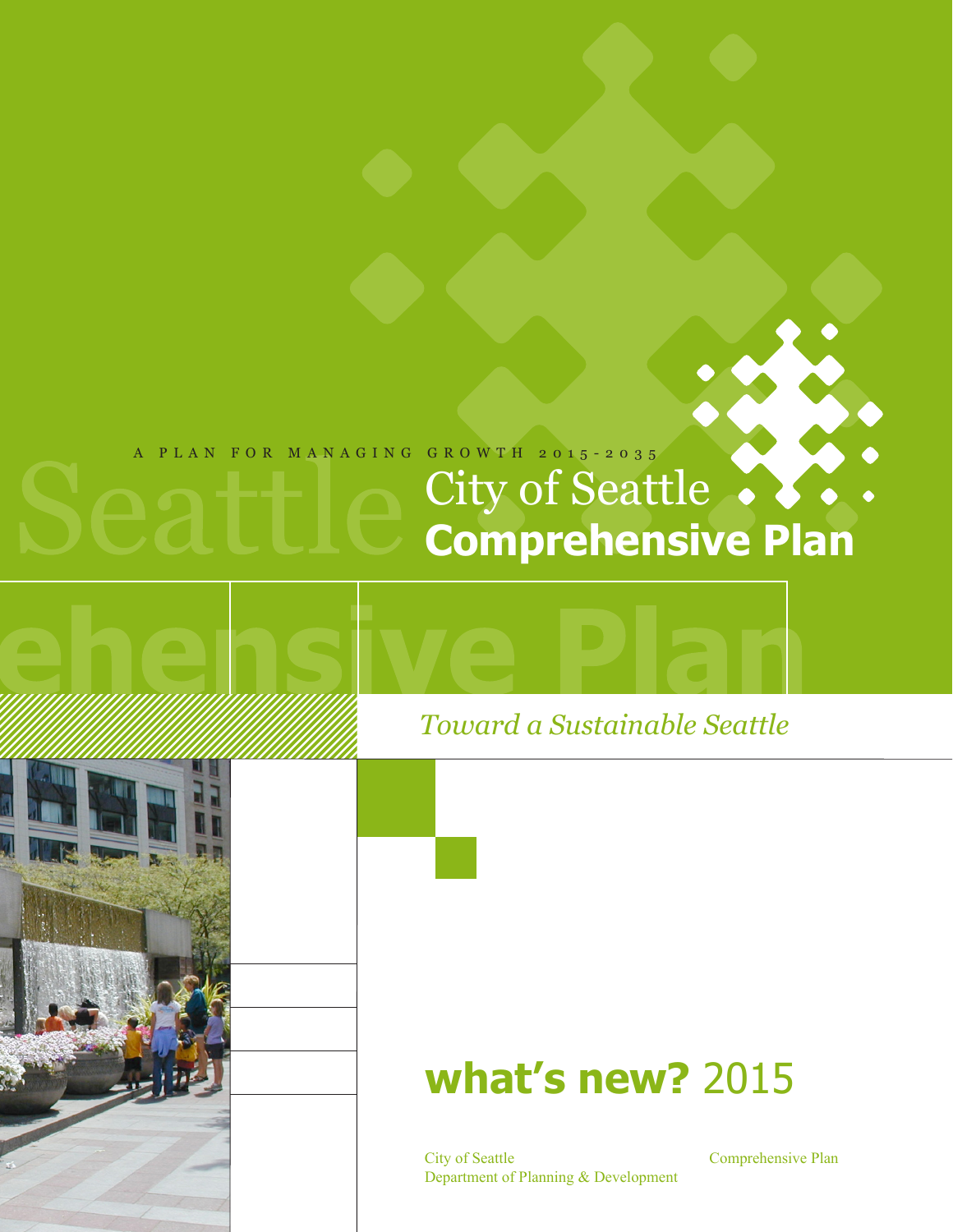A PLAN FOR MANAGING GROWTH 2015-2035

# City of Seattle Comprehensive Plan

*Toward a Sustainable Seattle*

## **what's new?** 2015

City of Seattle
Department of Planning & Development

Comprehensive Plan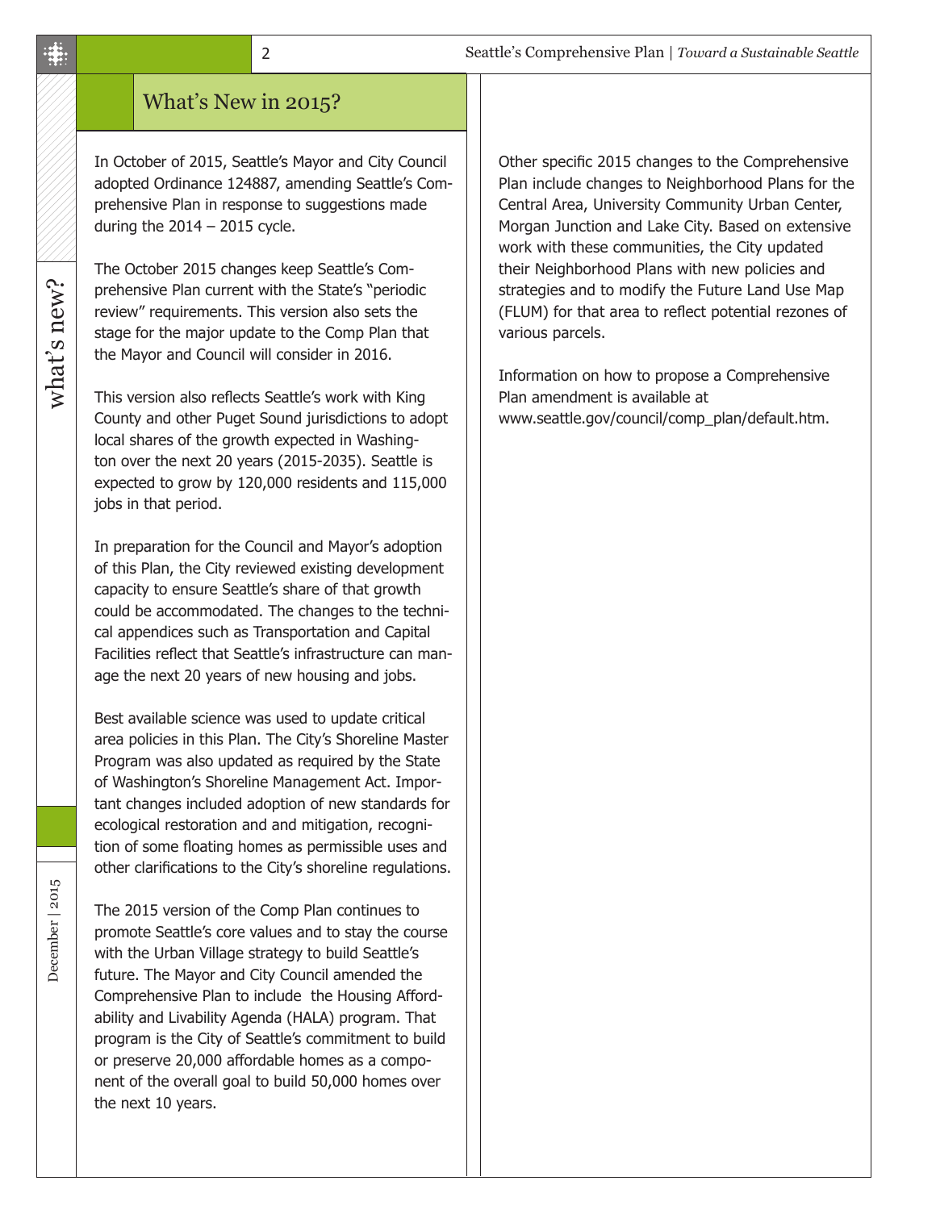## What's New in 2015?

In October of 2015, Seattle's Mayor and City Council adopted Ordinance 124887, amending Seattle's Comprehensive Plan in response to suggestions made during the 2014 – 2015 cycle.

The October 2015 changes keep Seattle's Comprehensive Plan current with the State's "periodic review" requirements. This version also sets the stage for the major update to the Comp Plan that the Mayor and Council will consider in 2016.

This version also reflects Seattle's work with King County and other Puget Sound jurisdictions to adopt local shares of the growth expected in Washington over the next 20 years (2015-2035). Seattle is expected to grow by 120,000 residents and 115,000 jobs in that period.

In preparation for the Council and Mayor's adoption of this Plan, the City reviewed existing development capacity to ensure Seattle's share of that growth could be accommodated. The changes to the technical appendices such as Transportation and Capital Facilities reflect that Seattle's infrastructure can manage the next 20 years of new housing and jobs.

Best available science was used to update critical area policies in this Plan. The City's Shoreline Master Program was also updated as required by the State of Washington's Shoreline Management Act. Important changes included adoption of new standards for ecological restoration and and mitigation, recognition of some floating homes as permissible uses and other clarifications to the City's shoreline regulations.

The 2015 version of the Comp Plan continues to promote Seattle's core values and to stay the course with the Urban Village strategy to build Seattle's future. The Mayor and City Council amended the Comprehensive Plan to include the Housing Affordability and Livability Agenda (HALA) program. That program is the City of Seattle's commitment to build or preserve 20,000 affordable homes as a component of the overall goal to build 50,000 homes over the next 10 years.

Other specific 2015 changes to the Comprehensive Plan include changes to Neighborhood Plans for the Central Area, University Community Urban Center, Morgan Junction and Lake City. Based on extensive work with these communities, the City updated their Neighborhood Plans with new policies and strategies and to modify the Future Land Use Map (FLUM) for that area to reflect potential rezones of various parcels.

Information on how to propose a Comprehensive Plan amendment is available at www.seattle.gov/council/comp_plan/default.htm.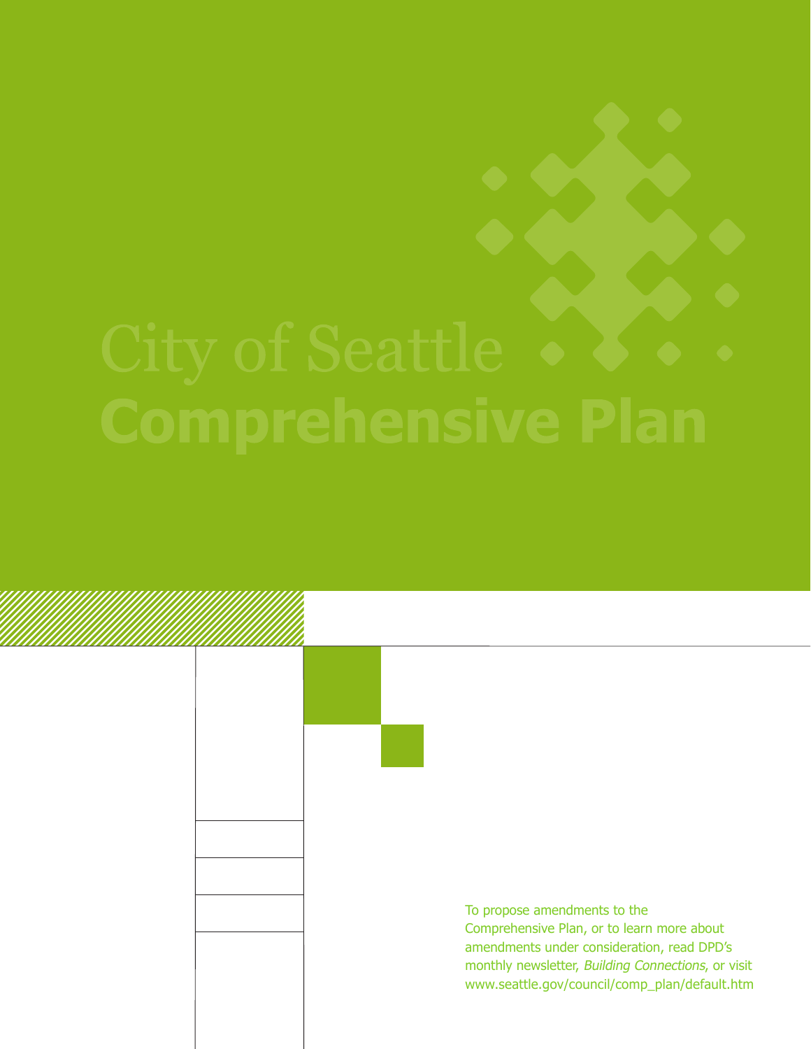# City of Seattle
# **Comprehensive Plan**

To propose amendments to the Comprehensive Plan, or to learn more about amendments under consideration, read DPD's monthly newsletter, *Building Connections*, or visit www.seattle.gov/council/comp_plan/default.htm